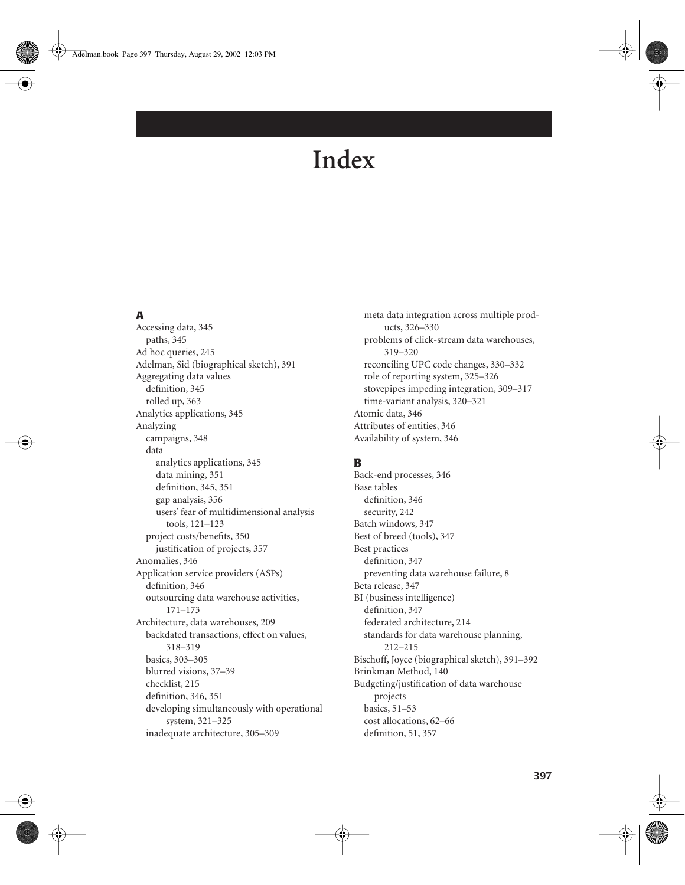# Index

## A

Accessing data, 345
  paths, 345
Ad hoc queries, 245
Adelman, Sid (biographical sketch), 391
Aggregating data values
  definition, 345
  rolled up, 363
Analytics applications, 345
Analyzing
  campaigns, 348
  data
    analytics applications, 345
    data mining, 351
    definition, 345, 351
    gap analysis, 356
    users' fear of multidimensional analysis tools, 121–123
  project costs/benefits, 350
    justification of projects, 357
Anomalies, 346
Application service providers (ASPs)
  definition, 346
  outsourcing data warehouse activities, 171–173
Architecture, data warehouses, 209
  backdated transactions, effect on values, 318–319
  basics, 303–305
  blurred visions, 37–39
  checklist, 215
  definition, 346, 351
  developing simultaneously with operational system, 321–325
  inadequate architecture, 305–309
  meta data integration across multiple products, 326–330
  problems of click-stream data warehouses, 319–320
  reconciling UPC code changes, 330–332
  role of reporting system, 325–326
  stovepipes impeding integration, 309–317
  time-variant analysis, 320–321
Atomic data, 346
Attributes of entities, 346
Availability of system, 346

## B

Back-end processes, 346
Base tables
  definition, 346
  security, 242
Batch windows, 347
Best of breed (tools), 347
Best practices
  definition, 347
  preventing data warehouse failure, 8
Beta release, 347
BI (business intelligence)
  definition, 347
  federated architecture, 214
  standards for data warehouse planning, 212–215
Bischoff, Joyce (biographical sketch), 391–392
Brinkman Method, 140
Budgeting/justification of data warehouse projects
  basics, 51–53
  cost allocations, 62–66
  definition, 51, 357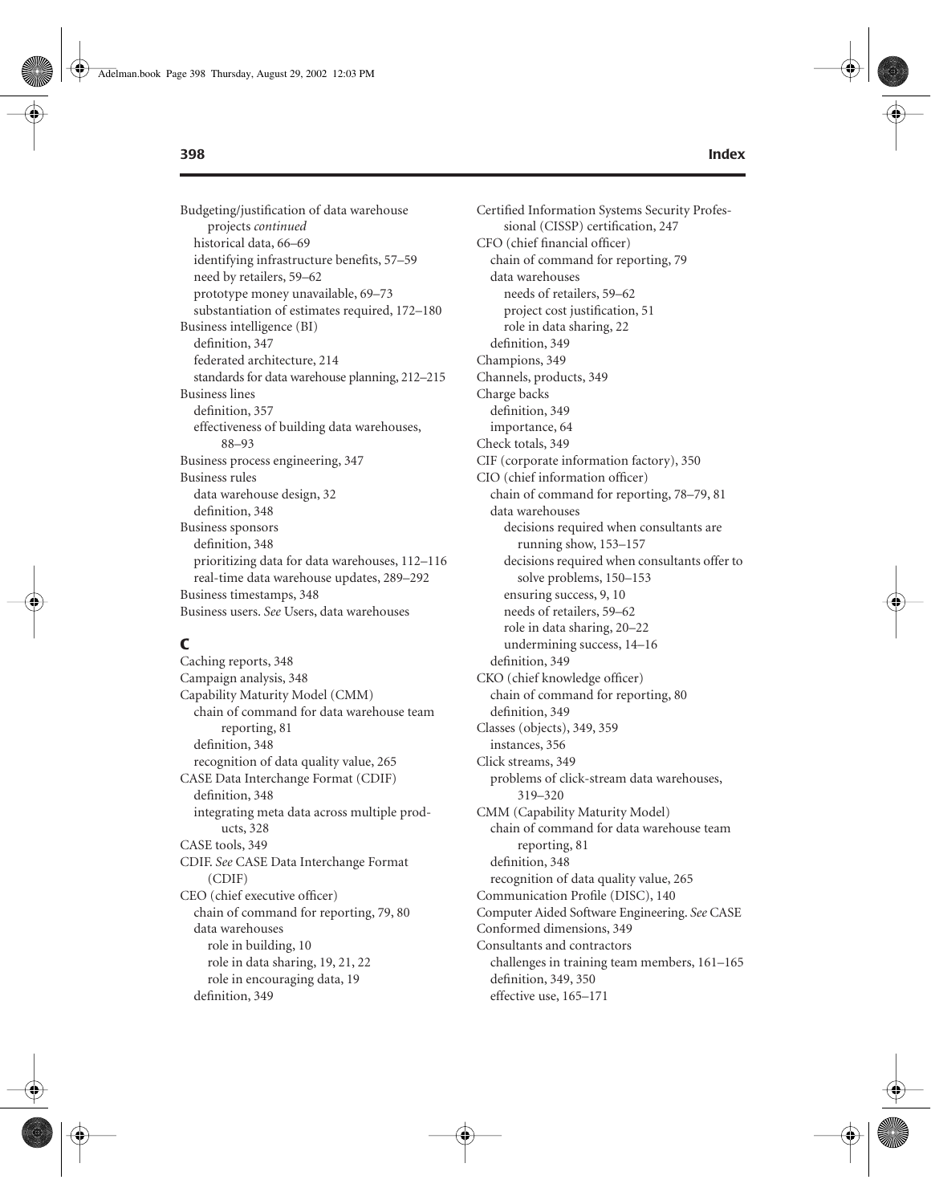Budgeting/justification of data warehouse projects *continued*
- historical data, 66–69
- identifying infrastructure benefits, 57–59
- need by retailers, 59–62
- prototype money unavailable, 69–73
- substantiation of estimates required, 172–180

Business intelligence (BI)
- definition, 347
- federated architecture, 214
- standards for data warehouse planning, 212–215

Business lines
- definition, 357
- effectiveness of building data warehouses, 88–93

Business process engineering, 347

Business rules
- data warehouse design, 32
- definition, 348

Business sponsors
- definition, 348
- prioritizing data for data warehouses, 112–116
- real-time data warehouse updates, 289–292

Business timestamps, 348

Business users. *See* Users, data warehouses

## C

Caching reports, 348

Campaign analysis, 348

Capability Maturity Model (CMM)
- chain of command for data warehouse team reporting, 81
- definition, 348
- recognition of data quality value, 265

CASE Data Interchange Format (CDIF)
- definition, 348
- integrating meta data across multiple products, 328

CASE tools, 349

CDIF. *See* CASE Data Interchange Format (CDIF)

CEO (chief executive officer)
- chain of command for reporting, 79, 80
- data warehouses
  - role in building, 10
  - role in data sharing, 19, 21, 22
  - role in encouraging data, 19
- definition, 349

Certified Information Systems Security Professional (CISSP) certification, 247

CFO (chief financial officer)
- chain of command for reporting, 79
- data warehouses
  - needs of retailers, 59–62
  - project cost justification, 51
  - role in data sharing, 22
- definition, 349

Champions, 349

Channels, products, 349

Charge backs
- definition, 349
- importance, 64

Check totals, 349

CIF (corporate information factory), 350

CIO (chief information officer)
- chain of command for reporting, 78–79, 81
- data warehouses
  - decisions required when consultants are running show, 153–157
  - decisions required when consultants offer to solve problems, 150–153
  - ensuring success, 9, 10
  - needs of retailers, 59–62
  - role in data sharing, 20–22
  - undermining success, 14–16
- definition, 349

CKO (chief knowledge officer)
- chain of command for reporting, 80
- definition, 349

Classes (objects), 349, 359
- instances, 356

Click streams, 349
- problems of click-stream data warehouses, 319–320

CMM (Capability Maturity Model)
- chain of command for data warehouse team reporting, 81
- definition, 348
- recognition of data quality value, 265

Communication Profile (DISC), 140

Computer Aided Software Engineering. *See* CASE

Conformed dimensions, 349

Consultants and contractors
- challenges in training team members, 161–165
- definition, 349, 350
- effective use, 165–171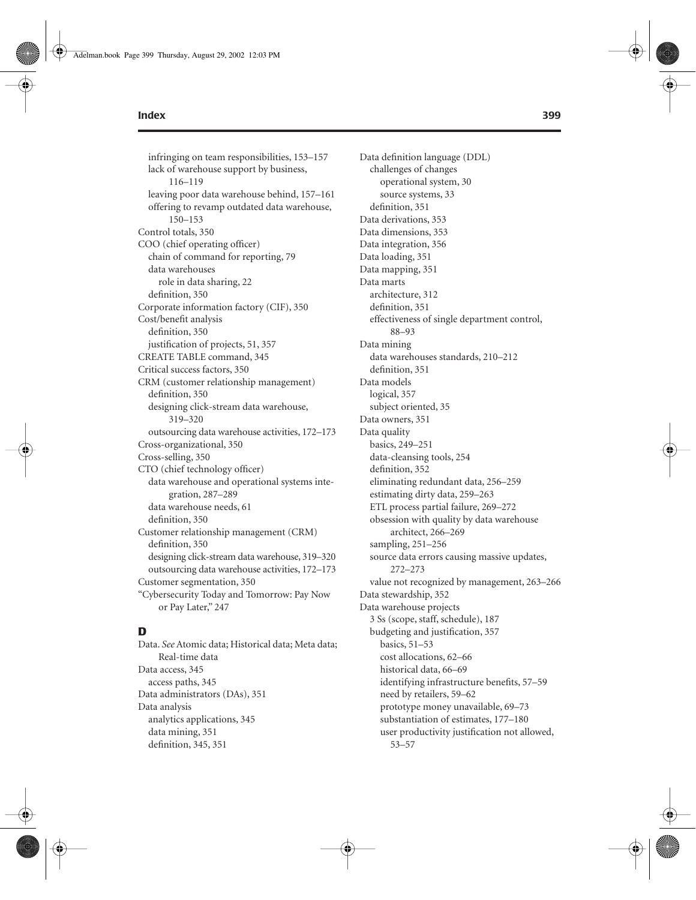infringing on team responsibilities, 153–157
lack of warehouse support by business, 116–119
leaving poor data warehouse behind, 157–161
offering to revamp outdated data warehouse, 150–153

Control totals, 350

COO (chief operating officer)
- chain of command for reporting, 79
- data warehouses
  - role in data sharing, 22
- definition, 350

Corporate information factory (CIF), 350

Cost/benefit analysis
- definition, 350
- justification of projects, 51, 357

CREATE TABLE command, 345

Critical success factors, 350

CRM (customer relationship management)
- definition, 350
- designing click-stream data warehouse, 319–320
- outsourcing data warehouse activities, 172–173

Cross-organizational, 350

Cross-selling, 350

CTO (chief technology officer)
- data warehouse and operational systems integration, 287–289
- data warehouse needs, 61
- definition, 350

Customer relationship management (CRM)
- definition, 350
- designing click-stream data warehouse, 319–320
- outsourcing data warehouse activities, 172–173

Customer segmentation, 350

"Cybersecurity Today and Tomorrow: Pay Now or Pay Later," 247

## D

Data. *See* Atomic data; Historical data; Meta data; Real-time data

Data access, 345
- access paths, 345

Data administrators (DAs), 351

Data analysis
- analytics applications, 345
- data mining, 351
- definition, 345, 351

Data definition language (DDL)
- challenges of changes
  - operational system, 30
  - source systems, 33
- definition, 351

Data derivations, 353

Data dimensions, 353

Data integration, 356

Data loading, 351

Data mapping, 351

Data marts
- architecture, 312
- definition, 351
- effectiveness of single department control, 88–93

Data mining
- data warehouses standards, 210–212
- definition, 351

Data models
- logical, 357
- subject oriented, 35

Data owners, 351

Data quality
- basics, 249–251
- data-cleansing tools, 254
- definition, 352
- eliminating redundant data, 256–259
- estimating dirty data, 259–263
- ETL process partial failure, 269–272
- obsession with quality by data warehouse architect, 266–269
- sampling, 251–256
- source data errors causing massive updates, 272–273
- value not recognized by management, 263–266

Data stewardship, 352

Data warehouse projects
- 3 Ss (scope, staff, schedule), 187
- budgeting and justification, 357
  - basics, 51–53
  - cost allocations, 62–66
  - historical data, 66–69
  - identifying infrastructure benefits, 57–59
  - need by retailers, 59–62
  - prototype money unavailable, 69–73
  - substantiation of estimates, 177–180
  - user productivity justification not allowed, 53–57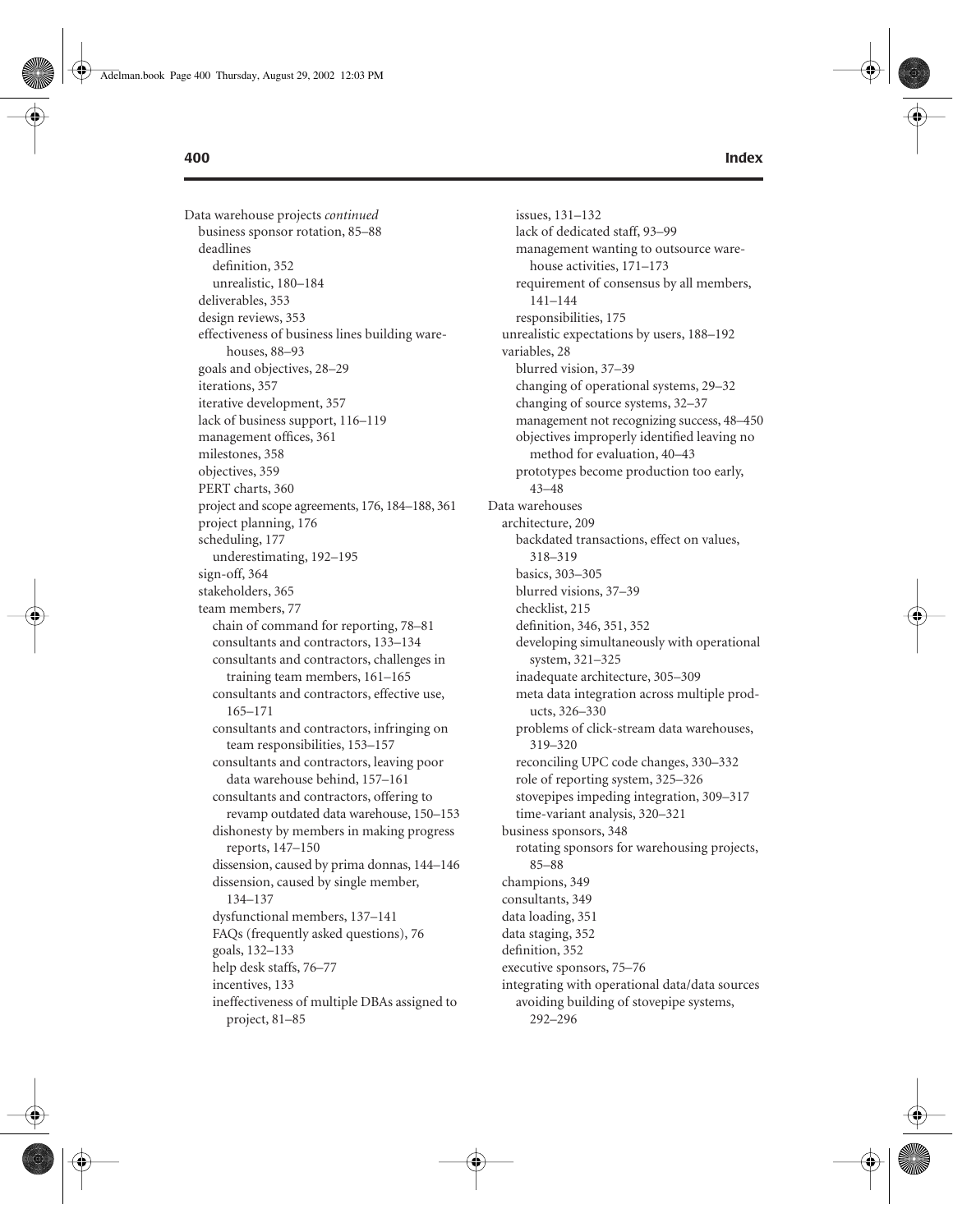Data warehouse projects *continued*

- business sponsor rotation, 85–88
- deadlines
  - definition, 352
  - unrealistic, 180–184
- deliverables, 353
- design reviews, 353
- effectiveness of business lines building warehouses, 88–93
- goals and objectives, 28–29
- iterations, 357
- iterative development, 357
- lack of business support, 116–119
- management offices, 361
- milestones, 358
- objectives, 359
- PERT charts, 360
- project and scope agreements, 176, 184–188, 361
- project planning, 176
- scheduling, 177
  - underestimating, 192–195
- sign-off, 364
- stakeholders, 365
- team members, 77
  - chain of command for reporting, 78–81
  - consultants and contractors, 133–134
  - consultants and contractors, challenges in training team members, 161–165
  - consultants and contractors, effective use, 165–171
  - consultants and contractors, infringing on team responsibilities, 153–157
  - consultants and contractors, leaving poor data warehouse behind, 157–161
  - consultants and contractors, offering to revamp outdated data warehouse, 150–153
  - dishonesty by members in making progress reports, 147–150
  - dissension, caused by prima donnas, 144–146
  - dissension, caused by single member, 134–137
  - dysfunctional members, 137–141
  - FAQs (frequently asked questions), 76
  - goals, 132–133
  - help desk staffs, 76–77
  - incentives, 133
  - ineffectiveness of multiple DBAs assigned to project, 81–85
  - issues, 131–132
  - lack of dedicated staff, 93–99
  - management wanting to outsource warehouse activities, 171–173
  - requirement of consensus by all members, 141–144
  - responsibilities, 175
- unrealistic expectations by users, 188–192
- variables, 28
  - blurred vision, 37–39
  - changing of operational systems, 29–32
  - changing of source systems, 32–37
  - management not recognizing success, 48–450
  - objectives improperly identified leaving no method for evaluation, 40–43
  - prototypes become production too early, 43–48

Data warehouses

- architecture, 209
  - backdated transactions, effect on values, 318–319
  - basics, 303–305
  - blurred visions, 37–39
  - checklist, 215
  - definition, 346, 351, 352
  - developing simultaneously with operational system, 321–325
  - inadequate architecture, 305–309
  - meta data integration across multiple products, 326–330
  - problems of click-stream data warehouses, 319–320
  - reconciling UPC code changes, 330–332
  - role of reporting system, 325–326
  - stovepipes impeding integration, 309–317
  - time-variant analysis, 320–321
- business sponsors, 348
  - rotating sponsors for warehousing projects, 85–88
- champions, 349
- consultants, 349
- data loading, 351
- data staging, 352
- definition, 352
- executive sponsors, 75–76
- integrating with operational data/data sources
  - avoiding building of stovepipe systems, 292–296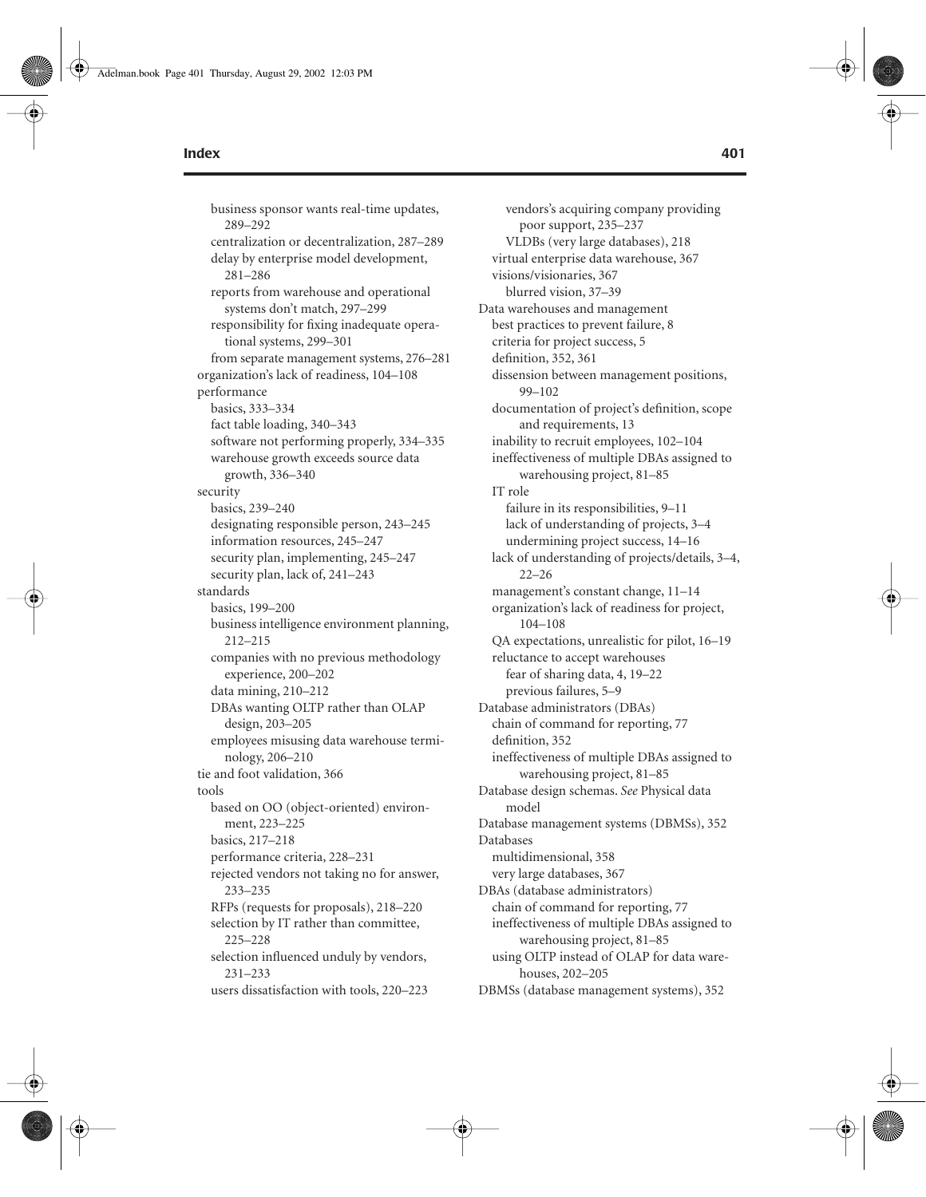- business sponsor wants real-time updates, 289–292
- centralization or decentralization, 287–289
- delay by enterprise model development, 281–286
- reports from warehouse and operational systems don't match, 297–299
- responsibility for fixing inadequate operational systems, 299–301
- from separate management systems, 276–281

organization's lack of readiness, 104–108

performance
- basics, 333–334
- fact table loading, 340–343
- software not performing properly, 334–335
- warehouse growth exceeds source data growth, 336–340

security
- basics, 239–240
- designating responsible person, 243–245
- information resources, 245–247
- security plan, implementing, 245–247
- security plan, lack of, 241–243

standards
- basics, 199–200
- business intelligence environment planning, 212–215
- companies with no previous methodology experience, 200–202
- data mining, 210–212
- DBAs wanting OLTP rather than OLAP design, 203–205
- employees misusing data warehouse terminology, 206–210

tie and foot validation, 366

tools
- based on OO (object-oriented) environment, 223–225
- basics, 217–218
- performance criteria, 228–231
- rejected vendors not taking no for answer, 233–235
- RFPs (requests for proposals), 218–220
- selection by IT rather than committee, 225–228
- selection influenced unduly by vendors, 231–233
- users dissatisfaction with tools, 220–223
- vendors's acquiring company providing poor support, 235–237
- VLDBs (very large databases), 218

virtual enterprise data warehouse, 367

visions/visionaries, 367
- blurred vision, 37–39

Data warehouses and management
- best practices to prevent failure, 8
- criteria for project success, 5
- definition, 352, 361
- dissension between management positions, 99–102
- documentation of project's definition, scope and requirements, 13
- inability to recruit employees, 102–104
- ineffectiveness of multiple DBAs assigned to warehousing project, 81–85
- IT role
  - failure in its responsibilities, 9–11
  - lack of understanding of projects, 3–4
  - undermining project success, 14–16
- lack of understanding of projects/details, 3–4, 22–26
- management's constant change, 11–14
- organization's lack of readiness for project, 104–108
- QA expectations, unrealistic for pilot, 16–19
- reluctance to accept warehouses
  - fear of sharing data, 4, 19–22
  - previous failures, 5–9

Database administrators (DBAs)
- chain of command for reporting, 77
- definition, 352
- ineffectiveness of multiple DBAs assigned to warehousing project, 81–85

Database design schemas. *See* Physical data model

Database management systems (DBMSs), 352

Databases
- multidimensional, 358
- very large databases, 367

DBAs (database administrators)
- chain of command for reporting, 77
- ineffectiveness of multiple DBAs assigned to warehousing project, 81–85
- using OLTP instead of OLAP for data warehouses, 202–205

DBMSs (database management systems), 352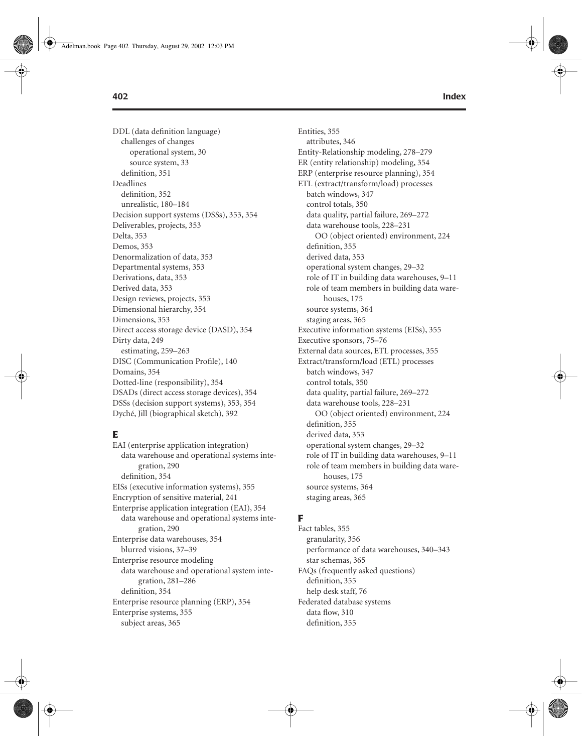DDL (data definition language)
  challenges of changes
    operational system, 30
    source system, 33
  definition, 351
Deadlines
  definition, 352
  unrealistic, 180–184
Decision support systems (DSSs), 353, 354
Deliverables, projects, 353
Delta, 353
Demos, 353
Denormalization of data, 353
Departmental systems, 353
Derivations, data, 353
Derived data, 353
Design reviews, projects, 353
Dimensional hierarchy, 354
Dimensions, 353
Direct access storage device (DASD), 354
Dirty data, 249
  estimating, 259–263
DISC (Communication Profile), 140
Domains, 354
Dotted-line (responsibility), 354
DSADs (direct access storage devices), 354
DSSs (decision support systems), 353, 354
Dyché, Jill (biographical sketch), 392

## E

EAI (enterprise application integration)
  data warehouse and operational systems integration, 290
  definition, 354
EISs (executive information systems), 355
Encryption of sensitive material, 241
Enterprise application integration (EAI), 354
  data warehouse and operational systems integration, 290
Enterprise data warehouses, 354
  blurred visions, 37–39
Enterprise resource modeling
  data warehouse and operational system integration, 281–286
  definition, 354
Enterprise resource planning (ERP), 354
Enterprise systems, 355
  subject areas, 365
Entities, 355
  attributes, 346
Entity-Relationship modeling, 278–279
ER (entity relationship) modeling, 354
ERP (enterprise resource planning), 354
ETL (extract/transform/load) processes
  batch windows, 347
  control totals, 350
  data quality, partial failure, 269–272
  data warehouse tools, 228–231
    OO (object oriented) environment, 224
  definition, 355
  derived data, 353
  operational system changes, 29–32
  role of IT in building data warehouses, 9–11
  role of team members in building data warehouses, 175
  source systems, 364
  staging areas, 365
Executive information systems (EISs), 355
Executive sponsors, 75–76
External data sources, ETL processes, 355
Extract/transform/load (ETL) processes
  batch windows, 347
  control totals, 350
  data quality, partial failure, 269–272
  data warehouse tools, 228–231
    OO (object oriented) environment, 224
  definition, 355
  derived data, 353
  operational system changes, 29–32
  role of IT in building data warehouses, 9–11
  role of team members in building data warehouses, 175
  source systems, 364
  staging areas, 365

## F

Fact tables, 355
  granularity, 356
  performance of data warehouses, 340–343
  star schemas, 365
FAQs (frequently asked questions)
  definition, 355
  help desk staff, 76
Federated database systems
  data flow, 310
  definition, 355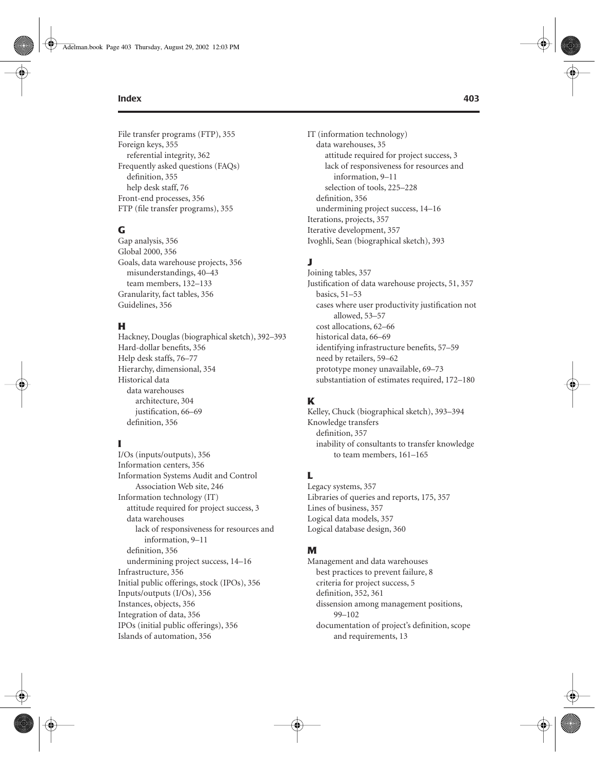File transfer programs (FTP), 355
Foreign keys, 355
  referential integrity, 362
Frequently asked questions (FAQs)
  definition, 355
  help desk staff, 76
Front-end processes, 356
FTP (file transfer programs), 355

## G

Gap analysis, 356
Global 2000, 356
Goals, data warehouse projects, 356
  misunderstandings, 40–43
  team members, 132–133
Granularity, fact tables, 356
Guidelines, 356

## H

Hackney, Douglas (biographical sketch), 392–393
Hard-dollar benefits, 356
Help desk staffs, 76–77
Hierarchy, dimensional, 354
Historical data
  data warehouses
    architecture, 304
    justification, 66–69
  definition, 356

## I

I/Os (inputs/outputs), 356
Information centers, 356
Information Systems Audit and Control Association Web site, 246
Information technology (IT)
  attitude required for project success, 3
  data warehouses
    lack of responsiveness for resources and information, 9–11
  definition, 356
  undermining project success, 14–16
Infrastructure, 356
Initial public offerings, stock (IPOs), 356
Inputs/outputs (I/Os), 356
Instances, objects, 356
Integration of data, 356
IPOs (initial public offerings), 356
Islands of automation, 356

IT (information technology)
  data warehouses, 35
    attitude required for project success, 3
    lack of responsiveness for resources and information, 9–11
    selection of tools, 225–228
  definition, 356
  undermining project success, 14–16
Iterations, projects, 357
Iterative development, 357
Ivoghli, Sean (biographical sketch), 393

## J

Joining tables, 357
Justification of data warehouse projects, 51, 357
  basics, 51–53
  cases where user productivity justification not allowed, 53–57
  cost allocations, 62–66
  historical data, 66–69
  identifying infrastructure benefits, 57–59
  need by retailers, 59–62
  prototype money unavailable, 69–73
  substantiation of estimates required, 172–180

## K

Kelley, Chuck (biographical sketch), 393–394
Knowledge transfers
  definition, 357
  inability of consultants to transfer knowledge to team members, 161–165

## L

Legacy systems, 357
Libraries of queries and reports, 175, 357
Lines of business, 357
Logical data models, 357
Logical database design, 360

## M

Management and data warehouses
  best practices to prevent failure, 8
  criteria for project success, 5
  definition, 352, 361
  dissension among management positions, 99–102
  documentation of project's definition, scope and requirements, 13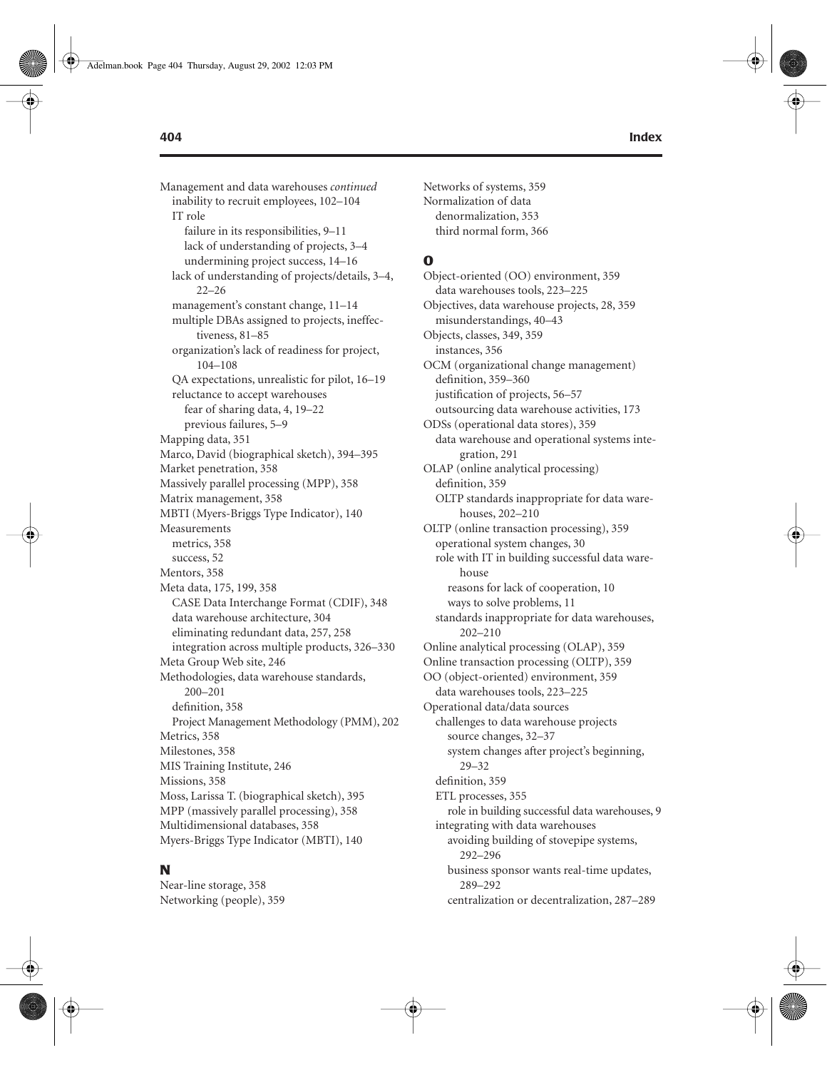Management and data warehouses *continued*
- inability to recruit employees, 102–104
- IT role
  - failure in its responsibilities, 9–11
  - lack of understanding of projects, 3–4
  - undermining project success, 14–16
- lack of understanding of projects/details, 3–4, 22–26
- management's constant change, 11–14
- multiple DBAs assigned to projects, ineffectiveness, 81–85
- organization's lack of readiness for project, 104–108
- QA expectations, unrealistic for pilot, 16–19
- reluctance to accept warehouses
  - fear of sharing data, 4, 19–22
  - previous failures, 5–9

Mapping data, 351
Marco, David (biographical sketch), 394–395
Market penetration, 358
Massively parallel processing (MPP), 358
Matrix management, 358
MBTI (Myers-Briggs Type Indicator), 140
Measurements
- metrics, 358
- success, 52

Mentors, 358
Meta data, 175, 199, 358
- CASE Data Interchange Format (CDIF), 348
- data warehouse architecture, 304
- eliminating redundant data, 257, 258
- integration across multiple products, 326–330

Meta Group Web site, 246
Methodologies, data warehouse standards, 200–201
- definition, 358
- Project Management Methodology (PMM), 202

Metrics, 358
Milestones, 358
MIS Training Institute, 246
Missions, 358
Moss, Larissa T. (biographical sketch), 395
MPP (massively parallel processing), 358
Multidimensional databases, 358
Myers-Briggs Type Indicator (MBTI), 140

## N

Near-line storage, 358
Networking (people), 359
Networks of systems, 359
Normalization of data
- denormalization, 353
- third normal form, 366

## O

Object-oriented (OO) environment, 359
- data warehouses tools, 223–225

Objectives, data warehouse projects, 28, 359
- misunderstandings, 40–43

Objects, classes, 349, 359
- instances, 356

OCM (organizational change management)
- definition, 359–360
- justification of projects, 56–57
- outsourcing data warehouse activities, 173

ODSs (operational data stores), 359
- data warehouse and operational systems integration, 291

OLAP (online analytical processing)
- definition, 359
- OLTP standards inappropriate for data warehouses, 202–210

OLTP (online transaction processing), 359
- operational system changes, 30
- role with IT in building successful data warehouse
  - reasons for lack of cooperation, 10
  - ways to solve problems, 11
- standards inappropriate for data warehouses, 202–210

Online analytical processing (OLAP), 359
Online transaction processing (OLTP), 359
OO (object-oriented) environment, 359
- data warehouses tools, 223–225

Operational data/data sources
- challenges to data warehouse projects
  - source changes, 32–37
  - system changes after project's beginning, 29–32
- definition, 359
- ETL processes, 355
  - role in building successful data warehouses, 9
- integrating with data warehouses
  - avoiding building of stovepipe systems, 292–296
  - business sponsor wants real-time updates, 289–292
  - centralization or decentralization, 287–289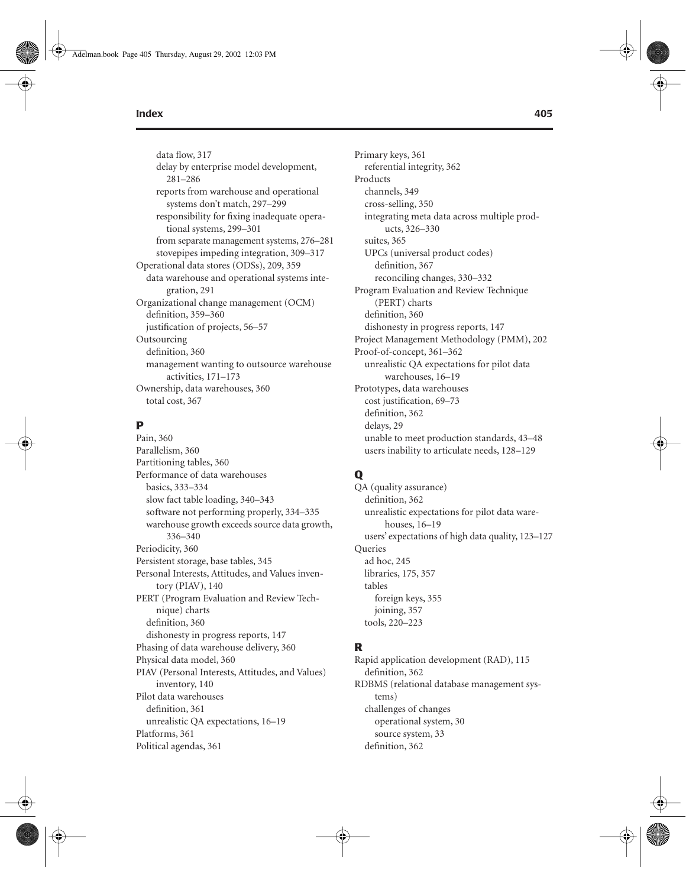data flow, 317
delay by enterprise model development, 281–286
reports from warehouse and operational systems don't match, 297–299
responsibility for fixing inadequate operational systems, 299–301
from separate management systems, 276–281
stovepipes impeding integration, 309–317

Operational data stores (ODSs), 209, 359
data warehouse and operational systems integration, 291

Organizational change management (OCM)
definition, 359–360
justification of projects, 56–57

Outsourcing
definition, 360
management wanting to outsource warehouse activities, 171–173

Ownership, data warehouses, 360
total cost, 367

## P

Pain, 360
Parallelism, 360
Partitioning tables, 360
Performance of data warehouses
basics, 333–334
slow fact table loading, 340–343
software not performing properly, 334–335
warehouse growth exceeds source data growth, 336–340
Periodicity, 360
Persistent storage, base tables, 345
Personal Interests, Attitudes, and Values inventory (PIAV), 140
PERT (Program Evaluation and Review Technique) charts
definition, 360
dishonesty in progress reports, 147
Phasing of data warehouse delivery, 360
Physical data model, 360
PIAV (Personal Interests, Attitudes, and Values) inventory, 140
Pilot data warehouses
definition, 361
unrealistic QA expectations, 16–19
Platforms, 361
Political agendas, 361
Primary keys, 361
referential integrity, 362
Products
channels, 349
cross-selling, 350
integrating meta data across multiple products, 326–330
suites, 365
UPCs (universal product codes)
definition, 367
reconciling changes, 330–332
Program Evaluation and Review Technique (PERT) charts
definition, 360
dishonesty in progress reports, 147
Project Management Methodology (PMM), 202
Proof-of-concept, 361–362
unrealistic QA expectations for pilot data warehouses, 16–19
Prototypes, data warehouses
cost justification, 69–73
definition, 362
delays, 29
unable to meet production standards, 43–48
users inability to articulate needs, 128–129

## Q

QA (quality assurance)
definition, 362
unrealistic expectations for pilot data warehouses, 16–19
users' expectations of high data quality, 123–127
Queries
ad hoc, 245
libraries, 175, 357
tables
foreign keys, 355
joining, 357
tools, 220–223

## R

Rapid application development (RAD), 115
definition, 362
RDBMS (relational database management systems)
challenges of changes
operational system, 30
source system, 33
definition, 362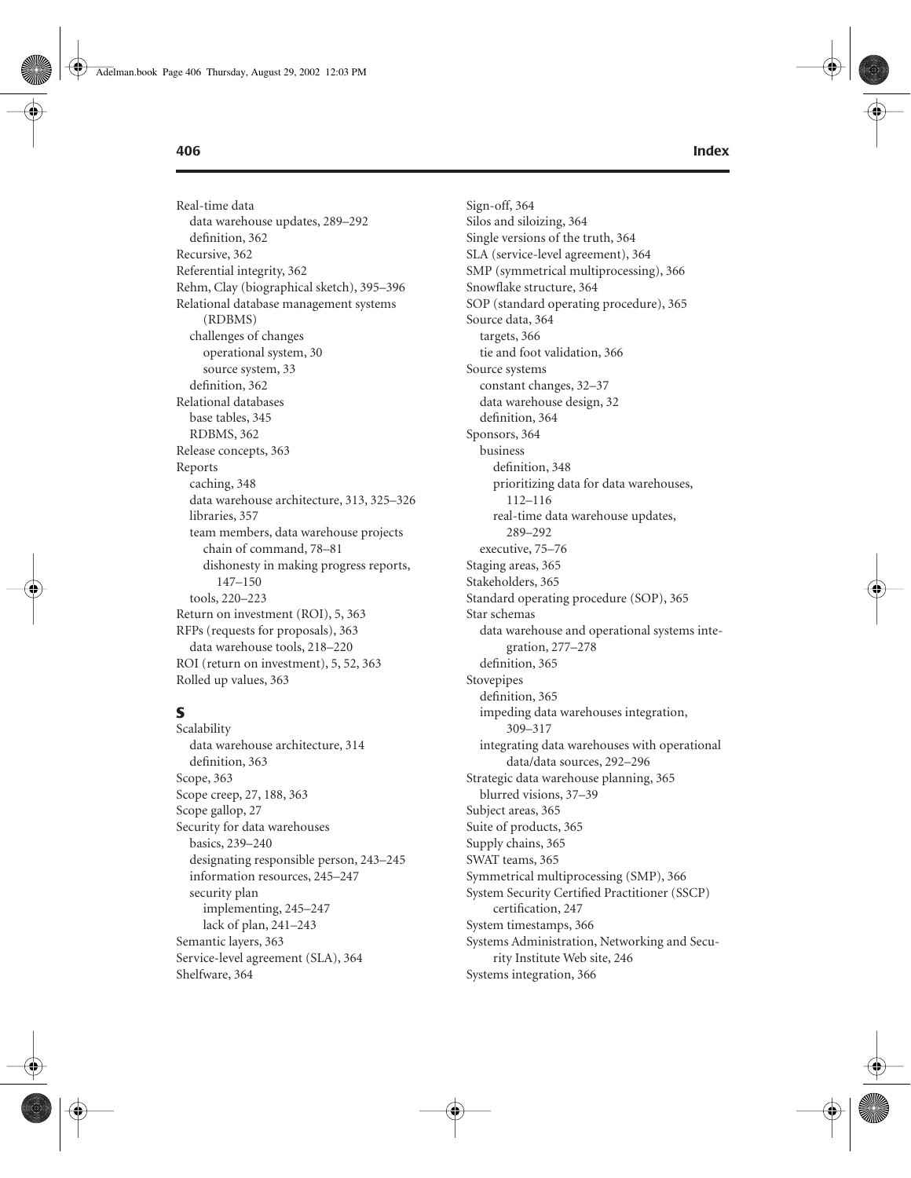Real-time data
  data warehouse updates, 289–292
  definition, 362
Recursive, 362
Referential integrity, 362
Rehm, Clay (biographical sketch), 395–396
Relational database management systems (RDBMS)
  challenges of changes
    operational system, 30
    source system, 33
  definition, 362
Relational databases
  base tables, 345
  RDBMS, 362
Release concepts, 363
Reports
  caching, 348
  data warehouse architecture, 313, 325–326
  libraries, 357
  team members, data warehouse projects
    chain of command, 78–81
    dishonesty in making progress reports, 147–150
  tools, 220–223
Return on investment (ROI), 5, 363
RFPs (requests for proposals), 363
  data warehouse tools, 218–220
ROI (return on investment), 5, 52, 363
Rolled up values, 363

## S

Scalability
  data warehouse architecture, 314
  definition, 363
Scope, 363
Scope creep, 27, 188, 363
Scope gallop, 27
Security for data warehouses
  basics, 239–240
  designating responsible person, 243–245
  information resources, 245–247
  security plan
    implementing, 245–247
    lack of plan, 241–243
Semantic layers, 363
Service-level agreement (SLA), 364
Shelfware, 364
Sign-off, 364
Silos and siloizing, 364
Single versions of the truth, 364
SLA (service-level agreement), 364
SMP (symmetrical multiprocessing), 366
Snowflake structure, 364
SOP (standard operating procedure), 365
Source data, 364
  targets, 366
  tie and foot validation, 366
Source systems
  constant changes, 32–37
  data warehouse design, 32
  definition, 364
Sponsors, 364
  business
    definition, 348
    prioritizing data for data warehouses, 112–116
    real-time data warehouse updates, 289–292
  executive, 75–76
Staging areas, 365
Stakeholders, 365
Standard operating procedure (SOP), 365
Star schemas
  data warehouse and operational systems integration, 277–278
  definition, 365
Stovepipes
  definition, 365
  impeding data warehouses integration, 309–317
  integrating data warehouses with operational data/data sources, 292–296
Strategic data warehouse planning, 365
  blurred visions, 37–39
Subject areas, 365
Suite of products, 365
Supply chains, 365
SWAT teams, 365
Symmetrical multiprocessing (SMP), 366
System Security Certified Practitioner (SSCP) certification, 247
System timestamps, 366
Systems Administration, Networking and Security Institute Web site, 246
Systems integration, 366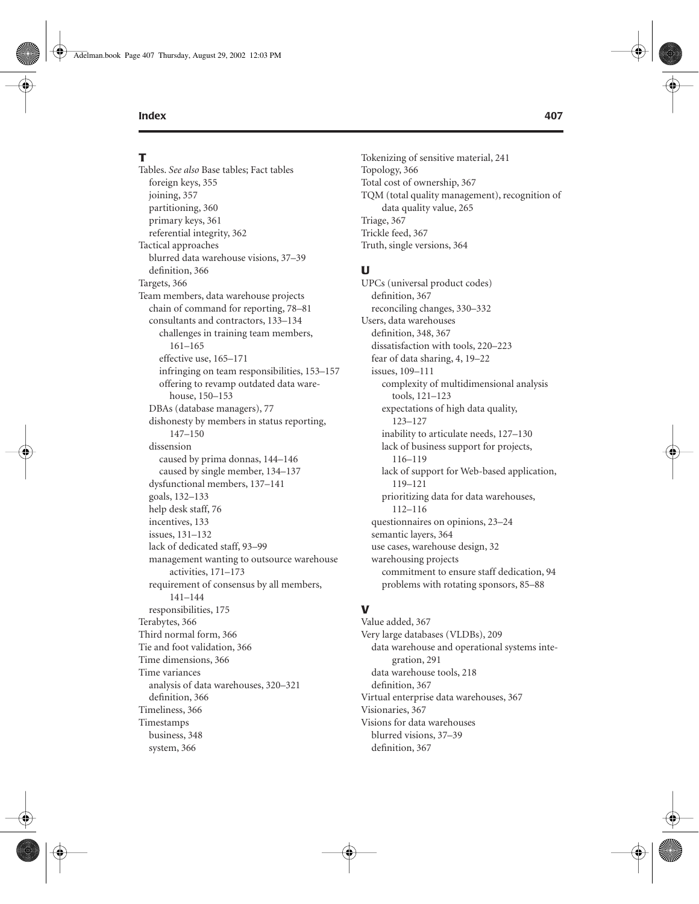## T

Tables. *See also* Base tables; Fact tables
- foreign keys, 355
- joining, 357
- partitioning, 360
- primary keys, 361
- referential integrity, 362

Tactical approaches
- blurred data warehouse visions, 37–39
- definition, 366

Targets, 366

Team members, data warehouse projects
- chain of command for reporting, 78–81
- consultants and contractors, 133–134
  - challenges in training team members, 161–165
  - effective use, 165–171
  - infringing on team responsibilities, 153–157
  - offering to revamp outdated data warehouse, 150–153
- DBAs (database managers), 77
- dishonesty by members in status reporting, 147–150
- dissension
  - caused by prima donnas, 144–146
  - caused by single member, 134–137
- dysfunctional members, 137–141
- goals, 132–133
- help desk staff, 76
- incentives, 133
- issues, 131–132
- lack of dedicated staff, 93–99
- management wanting to outsource warehouse activities, 171–173
- requirement of consensus by all members, 141–144
- responsibilities, 175

Terabytes, 366

Third normal form, 366

Tie and foot validation, 366

Time dimensions, 366

Time variances
- analysis of data warehouses, 320–321
- definition, 366

Timeliness, 366

Timestamps
- business, 348
- system, 366

Tokenizing of sensitive material, 241

Topology, 366

Total cost of ownership, 367

TQM (total quality management), recognition of data quality value, 265

Triage, 367

Trickle feed, 367

Truth, single versions, 364

## U

UPCs (universal product codes)
- definition, 367
- reconciling changes, 330–332

Users, data warehouses
- definition, 348, 367
- dissatisfaction with tools, 220–223
- fear of data sharing, 4, 19–22
- issues, 109–111
  - complexity of multidimensional analysis tools, 121–123
  - expectations of high data quality, 123–127
  - inability to articulate needs, 127–130
  - lack of business support for projects, 116–119
  - lack of support for Web-based application, 119–121
  - prioritizing data for data warehouses, 112–116
- questionnaires on opinions, 23–24
- semantic layers, 364
- use cases, warehouse design, 32
- warehousing projects
  - commitment to ensure staff dedication, 94
  - problems with rotating sponsors, 85–88

## V

Value added, 367

Very large databases (VLDBs), 209
- data warehouse and operational systems integration, 291
- data warehouse tools, 218
- definition, 367

Virtual enterprise data warehouses, 367

Visionaries, 367

Visions for data warehouses
- blurred visions, 37–39
- definition, 367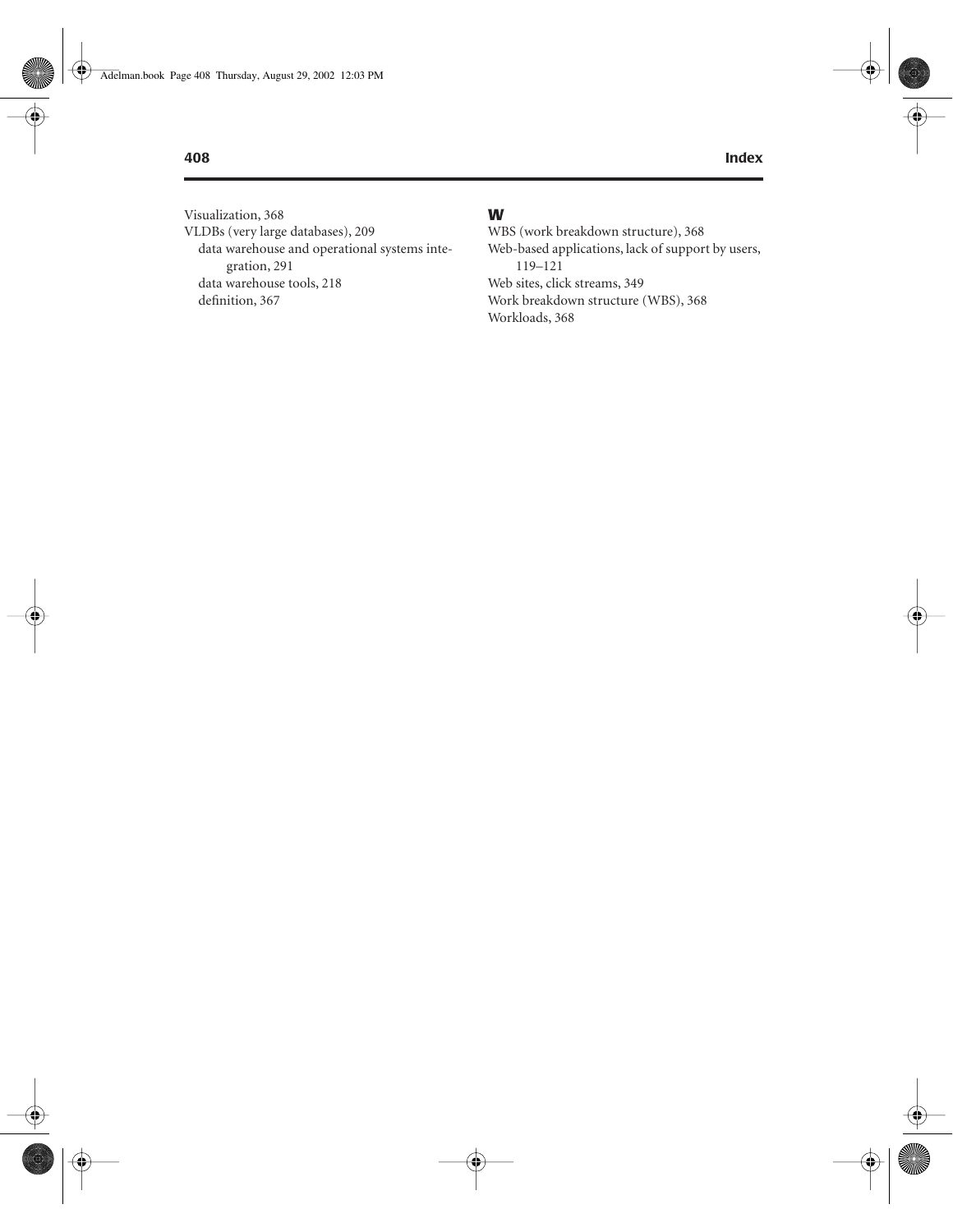Visualization, 368

VLDBs (very large databases), 209
- data warehouse and operational systems integration, 291
- data warehouse tools, 218
- definition, 367

## W

WBS (work breakdown structure), 368

Web-based applications, lack of support by users, 119–121

Web sites, click streams, 349

Work breakdown structure (WBS), 368

Workloads, 368